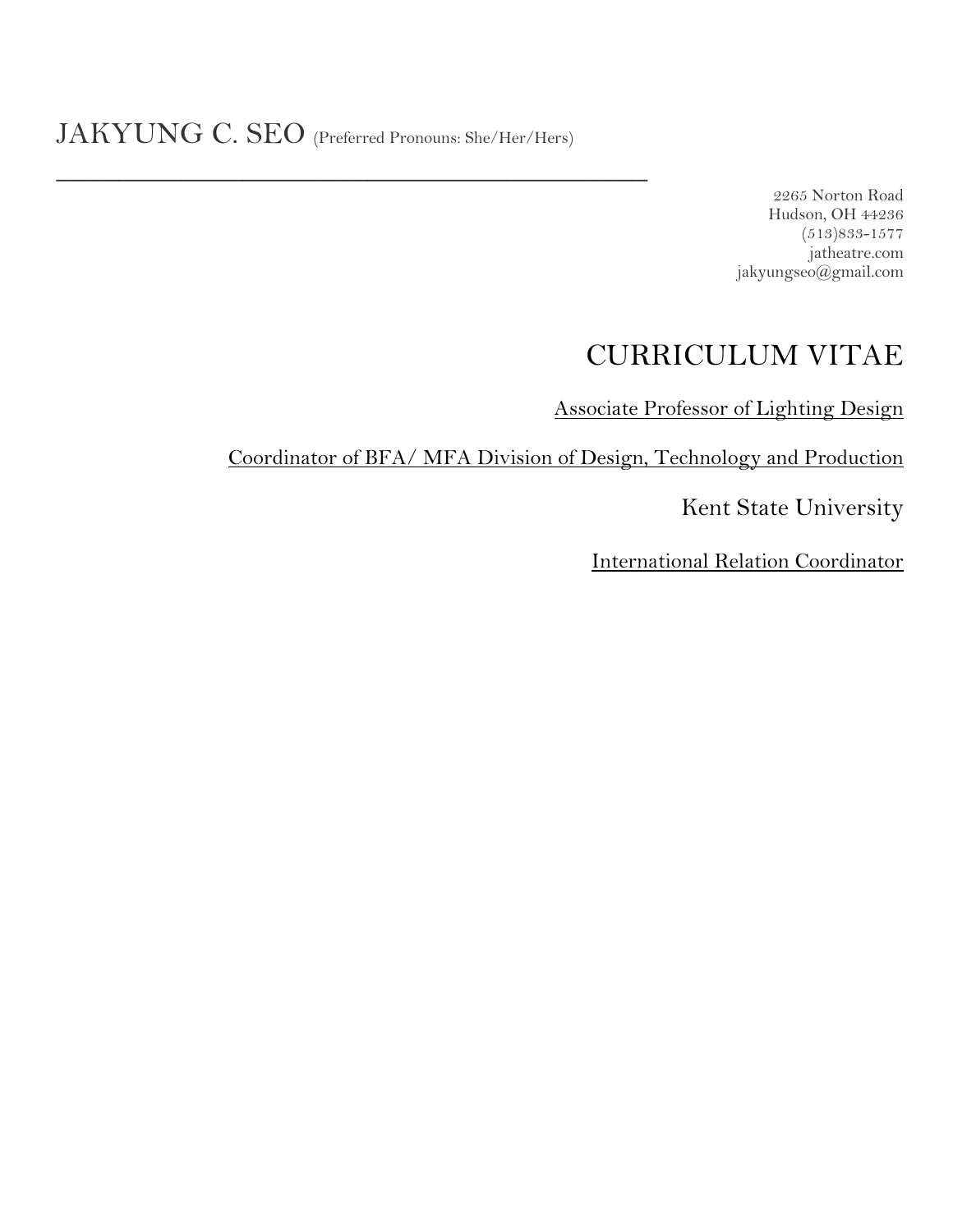# JAKYUNG C. SEO (Preferred Pronouns: She/Her/Hers)

---

2265 Norton Road
Hudson, OH 44236
(513)833-1577
jatheatre.com
jakyungseo@gmail.com

## CURRICULUM VITAE

Associate Professor of Lighting Design

Coordinator of BFA/ MFA Division of Design, Technology and Production

Kent State University

International Relation Coordinator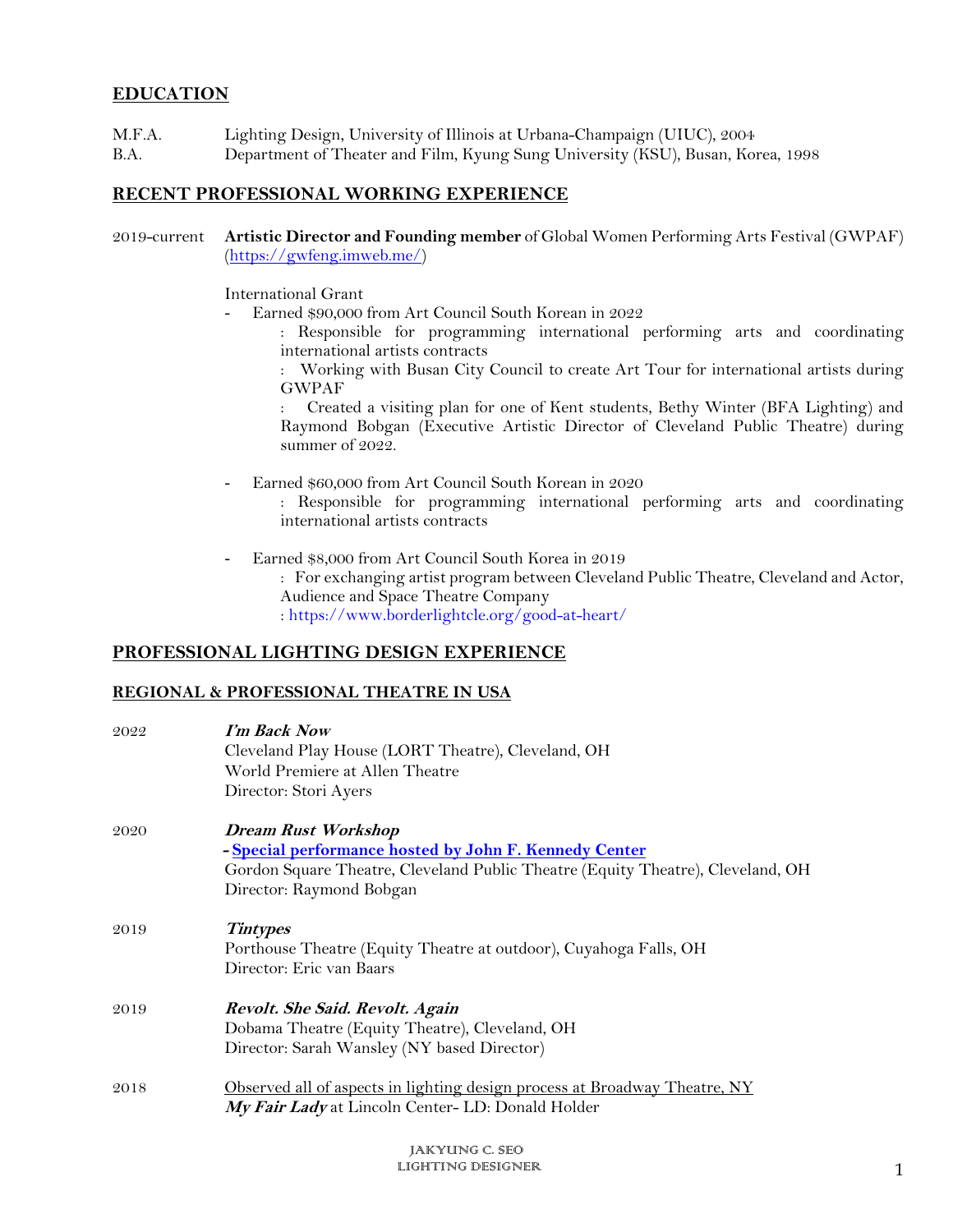## EDUCATION

M.F.A. Lighting Design, University of Illinois at Urbana-Champaign (UIUC), 2004
B.A. Department of Theater and Film, Kyung Sung University (KSU), Busan, Korea, 1998

## RECENT PROFESSIONAL WORKING EXPERIENCE

2019-current **Artistic Director and Founding member** of Global Women Performing Arts Festival (GWPAF) (https://gwfeng.imweb.me/)

International Grant

- Earned $90,000 from Art Council South Korean in 2022
  : Responsible for programming international performing arts and coordinating international artists contracts
  : Working with Busan City Council to create Art Tour for international artists during GWPAF
  : Created a visiting plan for one of Kent students, Bethy Winter (BFA Lighting) and Raymond Bobgan (Executive Artistic Director of Cleveland Public Theatre) during summer of 2022.

- Earned $60,000 from Art Council South Korean in 2020
  : Responsible for programming international performing arts and coordinating international artists contracts

- Earned $8,000 from Art Council South Korea in 2019
  : For exchanging artist program between Cleveland Public Theatre, Cleveland and Actor, Audience and Space Theatre Company
  : https://www.borderlightcle.org/good-at-heart/

## PROFESSIONAL LIGHTING DESIGN EXPERIENCE

### REGIONAL & PROFESSIONAL THEATRE IN USA

2022 ***I'm Back Now***
Cleveland Play House (LORT Theatre), Cleveland, OH
World Premiere at Allen Theatre
Director: Stori Ayers

2020 ***Dream Rust Workshop***
**- Special performance hosted by John F. Kennedy Center**
Gordon Square Theatre, Cleveland Public Theatre (Equity Theatre), Cleveland, OH
Director: Raymond Bobgan

2019 ***Tintypes***
Porthouse Theatre (Equity Theatre at outdoor), Cuyahoga Falls, OH
Director: Eric van Baars

2019 ***Revolt. She Said. Revolt. Again***
Dobama Theatre (Equity Theatre), Cleveland, OH
Director: Sarah Wansley (NY based Director)

2018 Observed all of aspects in lighting design process at Broadway Theatre, NY
***My Fair Lady*** at Lincoln Center- LD: Donald Holder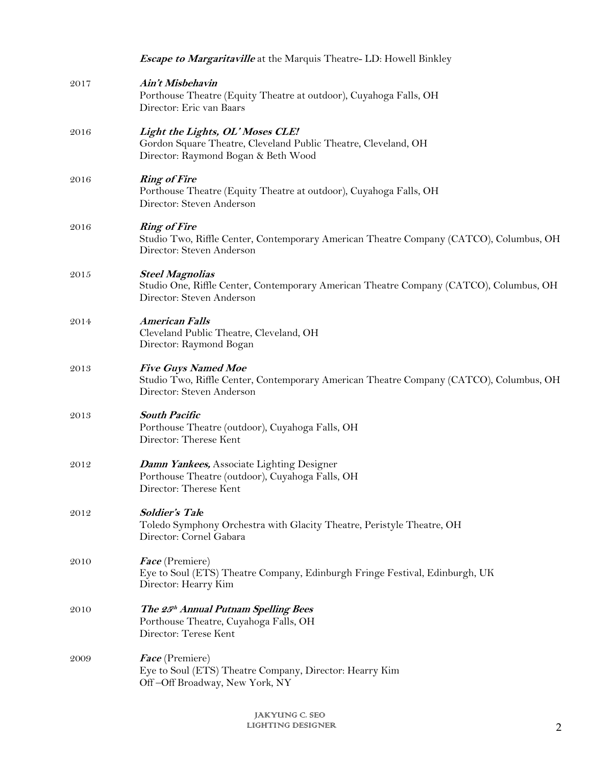***Escape to Margaritaville*** at the Marquis Theatre- LD: Howell Binkley

2017 ***Ain't Misbehavin***
Porthouse Theatre (Equity Theatre at outdoor), Cuyahoga Falls, OH
Director: Eric van Baars

2016 ***Light the Lights, OL' Moses CLE!***
Gordon Square Theatre, Cleveland Public Theatre, Cleveland, OH
Director: Raymond Bogan & Beth Wood

2016 ***Ring of Fire***
Porthouse Theatre (Equity Theatre at outdoor), Cuyahoga Falls, OH
Director: Steven Anderson

2016 ***Ring of Fire***
Studio Two, Riffle Center, Contemporary American Theatre Company (CATCO), Columbus, OH
Director: Steven Anderson

2015 ***Steel Magnolias***
Studio One, Riffle Center, Contemporary American Theatre Company (CATCO), Columbus, OH
Director: Steven Anderson

2014 ***American Falls***
Cleveland Public Theatre, Cleveland, OH
Director: Raymond Bogan

2013 ***Five Guys Named Moe***
Studio Two, Riffle Center, Contemporary American Theatre Company (CATCO), Columbus, OH
Director: Steven Anderson

2013 ***South Pacific***
Porthouse Theatre (outdoor), Cuyahoga Falls, OH
Director: Therese Kent

2012 ***Damn Yankees,*** Associate Lighting Designer
Porthouse Theatre (outdoor), Cuyahoga Falls, OH
Director: Therese Kent

2012 ***Soldier's Tale***
Toledo Symphony Orchestra with Glacity Theatre, Peristyle Theatre, OH
Director: Cornel Gabara

2010 ***Face*** (Premiere)
Eye to Soul (ETS) Theatre Company, Edinburgh Fringe Festival, Edinburgh, UK
Director: Hearry Kim

2010 ***The 25th Annual Putnam Spelling Bees***
Porthouse Theatre, Cuyahoga Falls, OH
Director: Terese Kent

2009 ***Face*** (Premiere)
Eye to Soul (ETS) Theatre Company, Director: Hearry Kim
Off –Off Broadway, New York, NY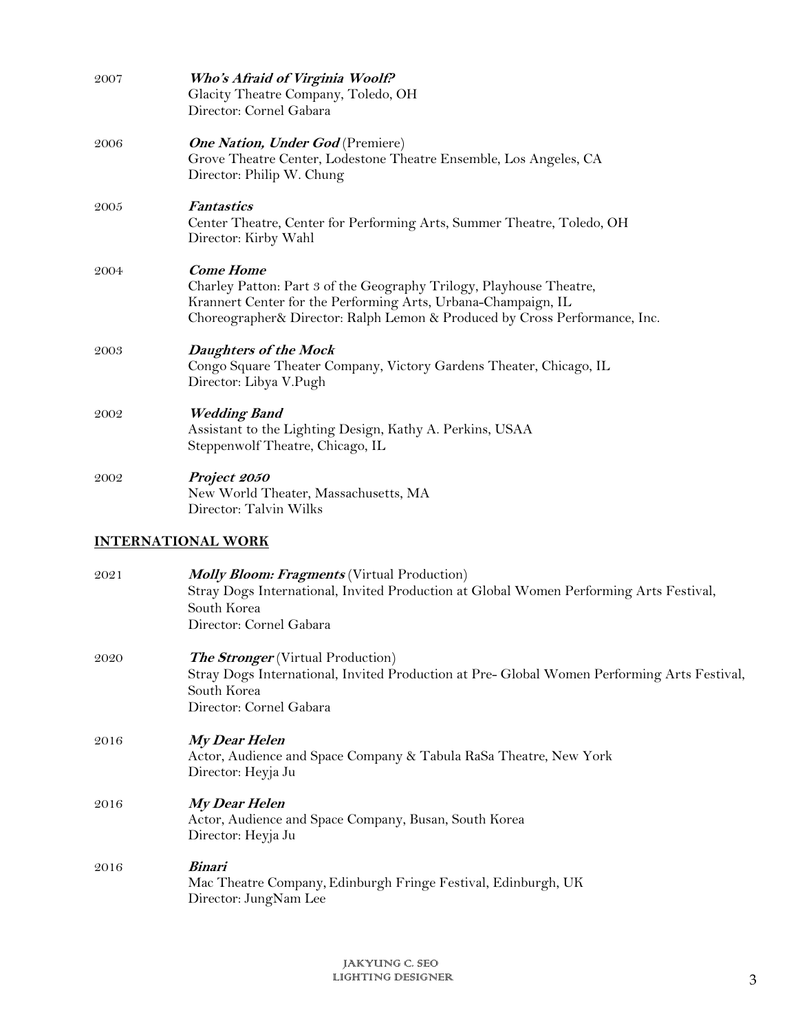2007 ***Who's Afraid of Virginia Woolf?***
Glacity Theatre Company, Toledo, OH
Director: Cornel Gabara

2006 ***One Nation, Under God*** (Premiere)
Grove Theatre Center, Lodestone Theatre Ensemble, Los Angeles, CA
Director: Philip W. Chung

2005 ***Fantastics***
Center Theatre, Center for Performing Arts, Summer Theatre, Toledo, OH
Director: Kirby Wahl

2004 ***Come Home***
Charley Patton: Part 3 of the Geography Trilogy, Playhouse Theatre,
Krannert Center for the Performing Arts, Urbana-Champaign, IL
Choreographer& Director: Ralph Lemon & Produced by Cross Performance, Inc.

2003 ***Daughters of the Mock***
Congo Square Theater Company, Victory Gardens Theater, Chicago, IL
Director: Libya V.Pugh

2002 ***Wedding Band***
Assistant to the Lighting Design, Kathy A. Perkins, USAA
Steppenwolf Theatre, Chicago, IL

2002 ***Project 2050***
New World Theater, Massachusetts, MA
Director: Talvin Wilks

## INTERNATIONAL WORK

2021 ***Molly Bloom: Fragments*** (Virtual Production)
Stray Dogs International, Invited Production at Global Women Performing Arts Festival, South Korea
Director: Cornel Gabara

2020 ***The Stronger*** (Virtual Production)
Stray Dogs International, Invited Production at Pre- Global Women Performing Arts Festival, South Korea
Director: Cornel Gabara

2016 ***My Dear Helen***
Actor, Audience and Space Company & Tabula RaSa Theatre, New York
Director: Heyja Ju

2016 ***My Dear Helen***
Actor, Audience and Space Company, Busan, South Korea
Director: Heyja Ju

2016 ***Binari***
Mac Theatre Company, Edinburgh Fringe Festival, Edinburgh, UK
Director: JungNam Lee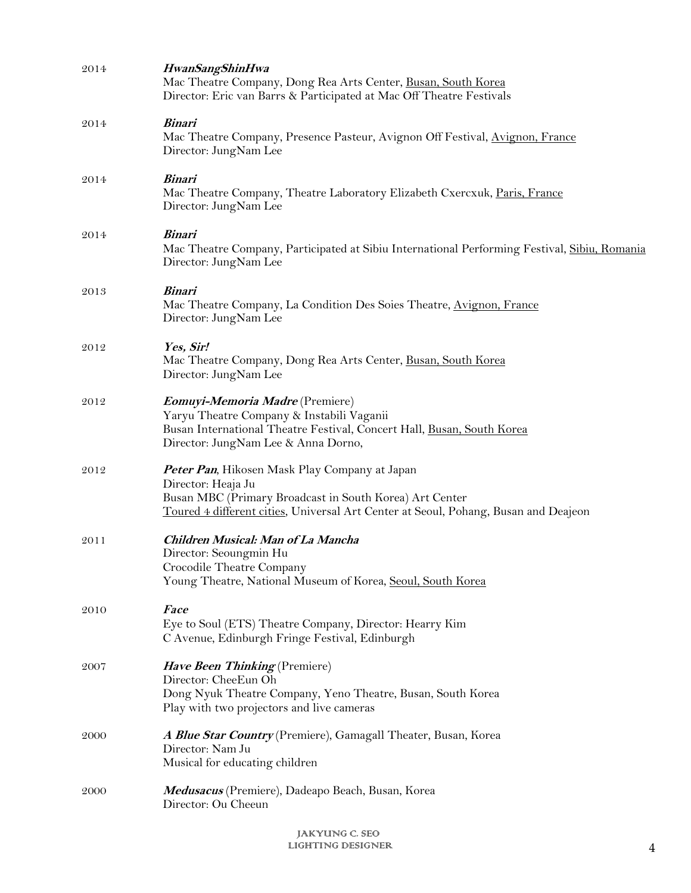2014 ***HwanSangShinHwa***
Mac Theatre Company, Dong Rea Arts Center, Busan, South Korea
Director: Eric van Barrs & Participated at Mac Off Theatre Festivals

2014 ***Binari***
Mac Theatre Company, Presence Pasteur, Avignon Off Festival, Avignon, France
Director: JungNam Lee

2014 ***Binari***
Mac Theatre Company, Theatre Laboratory Elizabeth Cxercxuk, Paris, France
Director: JungNam Lee

2014 ***Binari***
Mac Theatre Company, Participated at Sibiu International Performing Festival, Sibiu, Romania
Director: JungNam Lee

2013 ***Binari***
Mac Theatre Company, La Condition Des Soies Theatre, Avignon, France
Director: JungNam Lee

2012 ***Yes, Sir!***
Mac Theatre Company, Dong Rea Arts Center, Busan, South Korea
Director: JungNam Lee

2012 ***Eomuyi-Memoria Madre*** (Premiere)
Yaryu Theatre Company & Instabili Vaganii
Busan International Theatre Festival, Concert Hall, Busan, South Korea
Director: JungNam Lee & Anna Dorno,

2012 ***Peter Pan***, Hikosen Mask Play Company at Japan
Director: Heaja Ju
Busan MBC (Primary Broadcast in South Korea) Art Center
Toured 4 different cities, Universal Art Center at Seoul, Pohang, Busan and Deajeon

2011 ***Children Musical: Man of La Mancha***
Director: Seoungmin Hu
Crocodile Theatre Company
Young Theatre, National Museum of Korea, Seoul, South Korea

2010 ***Face***
Eye to Soul (ETS) Theatre Company, Director: Hearry Kim
C Avenue, Edinburgh Fringe Festival, Edinburgh

2007 ***Have Been Thinking*** (Premiere)
Director: CheeEun Oh
Dong Nyuk Theatre Company, Yeno Theatre, Busan, South Korea
Play with two projectors and live cameras

2000 ***A Blue Star Country*** (Premiere), Gamagall Theater, Busan, Korea
Director: Nam Ju
Musical for educating children

2000 ***Medusacus*** (Premiere), Dadeapo Beach, Busan, Korea
Director: Ou Cheeun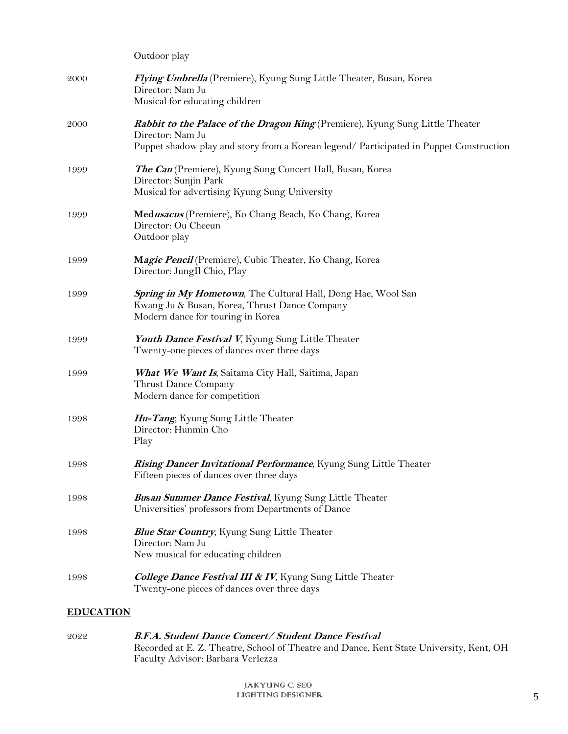Outdoor play

2000 ***Flying Umbrella*** (Premiere), Kyung Sung Little Theater, Busan, Korea
Director: Nam Ju
Musical for educating children

2000 ***Rabbit to the Palace of the Dragon King*** (Premiere), Kyung Sung Little Theater
Director: Nam Ju
Puppet shadow play and story from a Korean legend/ Participated in Puppet Construction

1999 ***The Can*** (Premiere), Kyung Sung Concert Hall, Busan, Korea
Director: Sunjin Park
Musical for advertising Kyung Sung University

1999 **Med*usacus*** (Premiere), Ko Chang Beach, Ko Chang, Korea
Director: Ou Cheeun
Outdoor play

1999 **M*agic Pencil*** (Premiere), Cubic Theater, Ko Chang, Korea
Director: JungIl Chio, Play

1999 ***Spring in My Hometown***, The Cultural Hall, Dong Hae, Wool San
Kwang Ju & Busan, Korea, Thrust Dance Company
Modern dance for touring in Korea

1999 ***Youth Dance Festival V***, Kyung Sung Little Theater
Twenty-one pieces of dances over three days

1999 ***What We Want Is***, Saitama City Hall, Saitima, Japan
Thrust Dance Company
Modern dance for competition

1998 ***Hu-Tang***, Kyung Sung Little Theater
Director: Hunmin Cho
Play

1998 ***Rising Dancer Invitational Performance***, Kyung Sung Little Theater
Fifteen pieces of dances over three days

1998 ***Busan Summer Dance Festival***, Kyung Sung Little Theater
Universities' professors from Departments of Dance

1998 ***Blue Star Country***, Kyung Sung Little Theater
Director: Nam Ju
New musical for educating children

1998 ***College Dance Festival III & IV***, Kyung Sung Little Theater
Twenty-one pieces of dances over three days

## EDUCATION

2022 ***B.F.A. Student Dance Concert/ Student Dance Festival***
Recorded at E. Z. Theatre, School of Theatre and Dance, Kent State University, Kent, OH
Faculty Advisor: Barbara Verlezza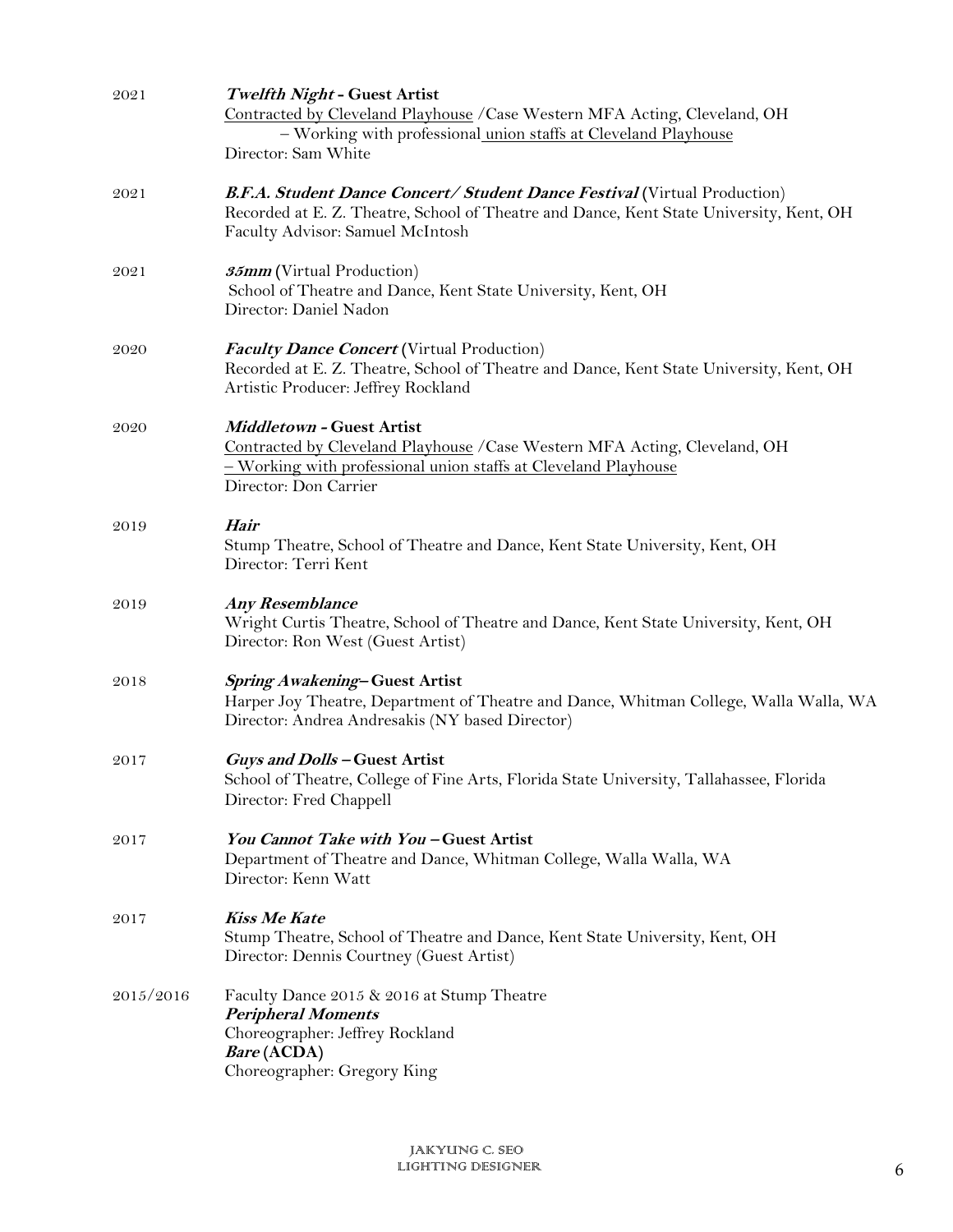2021 ***Twelfth Night* - Guest Artist**
Contracted by Cleveland Playhouse /Case Western MFA Acting, Cleveland, OH
– Working with professional union staffs at Cleveland Playhouse
Director: Sam White

2021 ***B.F.A. Student Dance Concert/ Student Dance Festival* (Virtual Production)**
Recorded at E. Z. Theatre, School of Theatre and Dance, Kent State University, Kent, OH
Faculty Advisor: Samuel McIntosh

2021 ***35mm*** (Virtual Production)
School of Theatre and Dance, Kent State University, Kent, OH
Director: Daniel Nadon

2020 ***Faculty Dance Concert*** (Virtual Production)
Recorded at E. Z. Theatre, School of Theatre and Dance, Kent State University, Kent, OH
Artistic Producer: Jeffrey Rockland

2020 ***Middletown* - Guest Artist**
Contracted by Cleveland Playhouse /Case Western MFA Acting, Cleveland, OH
– Working with professional union staffs at Cleveland Playhouse
Director: Don Carrier

2019 ***Hair***
Stump Theatre, School of Theatre and Dance, Kent State University, Kent, OH
Director: Terri Kent

2019 ***Any Resemblance***
Wright Curtis Theatre, School of Theatre and Dance, Kent State University, Kent, OH
Director: Ron West (Guest Artist)

2018 ***Spring Awakening*– Guest Artist**
Harper Joy Theatre, Department of Theatre and Dance, Whitman College, Walla Walla, WA
Director: Andrea Andresakis (NY based Director)

2017 ***Guys and Dolls* – Guest Artist**
School of Theatre, College of Fine Arts, Florida State University, Tallahassee, Florida
Director: Fred Chappell

2017 ***You Cannot Take with You* – Guest Artist**
Department of Theatre and Dance, Whitman College, Walla Walla, WA
Director: Kenn Watt

2017 ***Kiss Me Kate***
Stump Theatre, School of Theatre and Dance, Kent State University, Kent, OH
Director: Dennis Courtney (Guest Artist)

2015/2016 Faculty Dance 2015 & 2016 at Stump Theatre
***Peripheral Moments***
Choreographer: Jeffrey Rockland
***Bare* (ACDA)**
Choreographer: Gregory King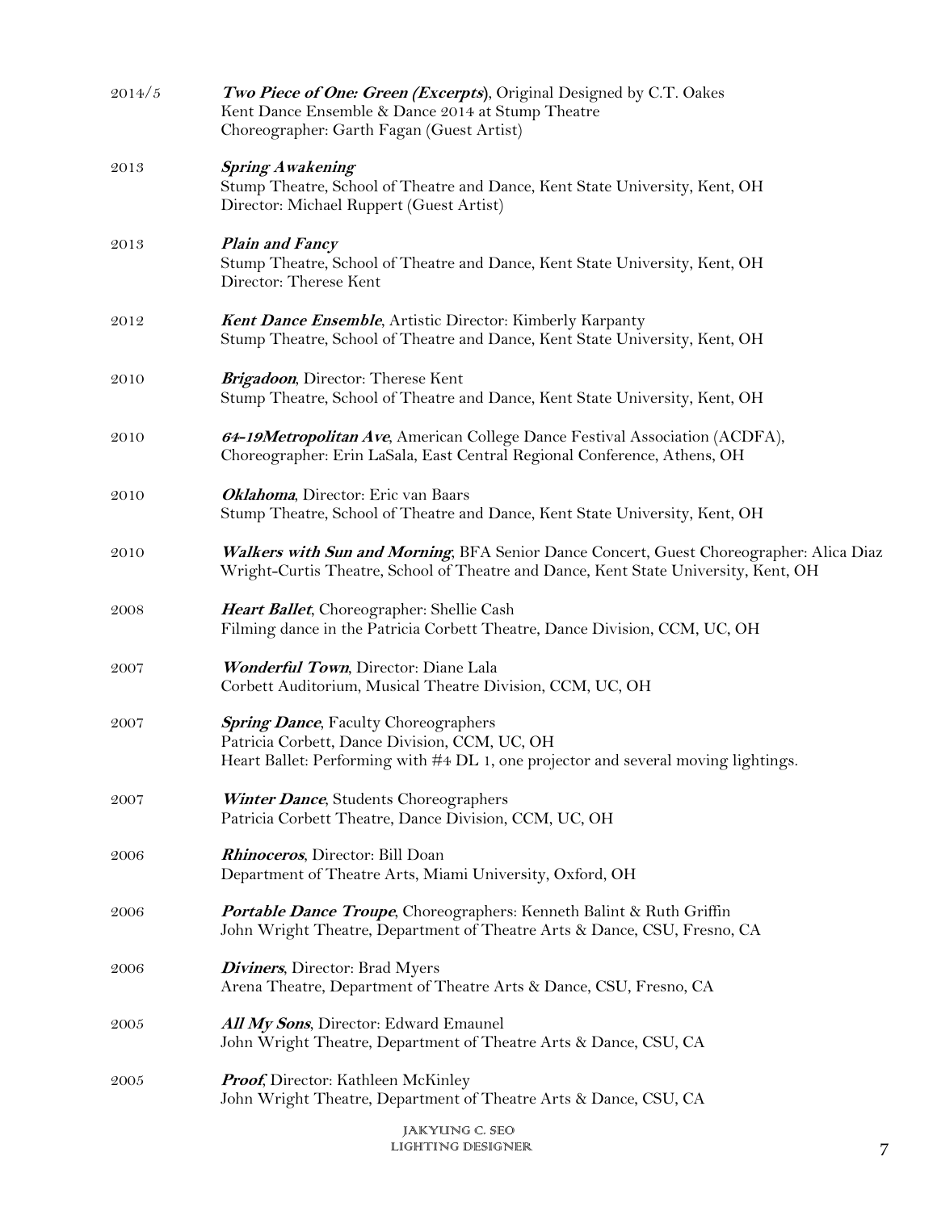2014/5 ***Two Piece of One: Green (Excerpts)***, Original Designed by C.T. Oakes
Kent Dance Ensemble & Dance 2014 at Stump Theatre
Choreographer: Garth Fagan (Guest Artist)

2013 ***Spring Awakening***
Stump Theatre, School of Theatre and Dance, Kent State University, Kent, OH
Director: Michael Ruppert (Guest Artist)

2013 ***Plain and Fancy***
Stump Theatre, School of Theatre and Dance, Kent State University, Kent, OH
Director: Therese Kent

2012 ***Kent Dance Ensemble***, Artistic Director: Kimberly Karpanty
Stump Theatre, School of Theatre and Dance, Kent State University, Kent, OH

2010 ***Brigadoon***, Director: Therese Kent
Stump Theatre, School of Theatre and Dance, Kent State University, Kent, OH

2010 ***64-19Metropolitan Ave***, American College Dance Festival Association (ACDFA),
Choreographer: Erin LaSala, East Central Regional Conference, Athens, OH

2010 ***Oklahoma***, Director: Eric van Baars
Stump Theatre, School of Theatre and Dance, Kent State University, Kent, OH

2010 ***Walkers with Sun and Morning***, BFA Senior Dance Concert, Guest Choreographer: Alica Diaz
Wright-Curtis Theatre, School of Theatre and Dance, Kent State University, Kent, OH

2008 ***Heart Ballet***, Choreographer: Shellie Cash
Filming dance in the Patricia Corbett Theatre, Dance Division, CCM, UC, OH

2007 ***Wonderful Town***, Director: Diane Lala
Corbett Auditorium, Musical Theatre Division, CCM, UC, OH

2007 ***Spring Dance***, Faculty Choreographers
Patricia Corbett, Dance Division, CCM, UC, OH
Heart Ballet: Performing with #4 DL 1, one projector and several moving lightings.

2007 ***Winter Dance***, Students Choreographers
Patricia Corbett Theatre, Dance Division, CCM, UC, OH

2006 ***Rhinoceros***, Director: Bill Doan
Department of Theatre Arts, Miami University, Oxford, OH

2006 ***Portable Dance Troupe***, Choreographers: Kenneth Balint & Ruth Griffin
John Wright Theatre, Department of Theatre Arts & Dance, CSU, Fresno, CA

2006 ***Diviners***, Director: Brad Myers
Arena Theatre, Department of Theatre Arts & Dance, CSU, Fresno, CA

2005 ***All My Sons***, Director: Edward Emaunel
John Wright Theatre, Department of Theatre Arts & Dance, CSU, CA

2005 ***Proof***, Director: Kathleen McKinley
John Wright Theatre, Department of Theatre Arts & Dance, CSU, CA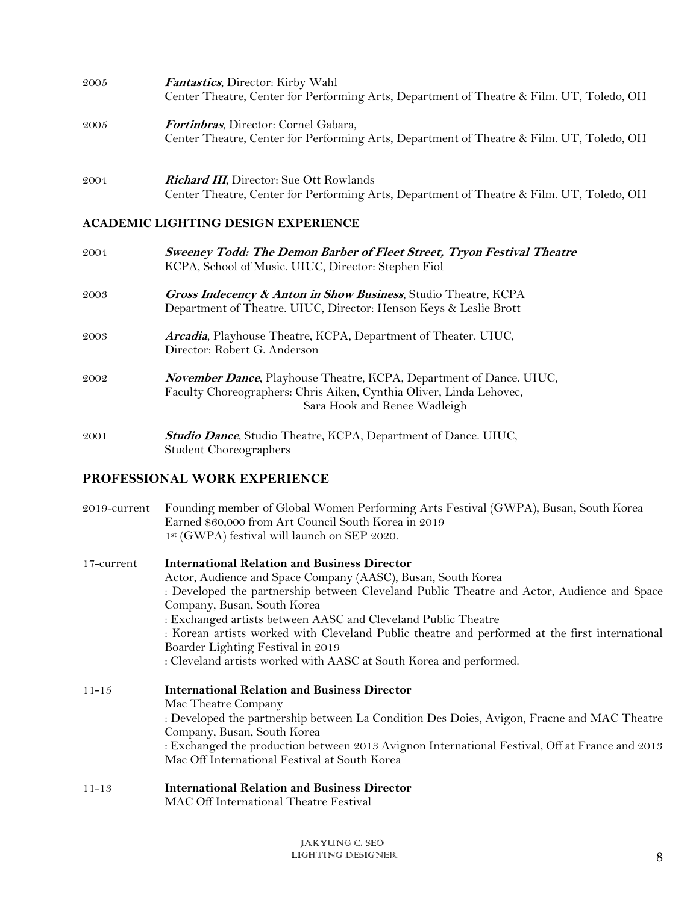2005 ***Fantastics***, Director: Kirby Wahl
Center Theatre, Center for Performing Arts, Department of Theatre & Film. UT, Toledo, OH

2005 ***Fortinbras***, Director: Cornel Gabara,
Center Theatre, Center for Performing Arts, Department of Theatre & Film. UT, Toledo, OH

2004 ***Richard III***, Director: Sue Ott Rowlands
Center Theatre, Center for Performing Arts, Department of Theatre & Film. UT, Toledo, OH

## ACADEMIC LIGHTING DESIGN EXPERIENCE

2004 ***Sweeney Todd: The Demon Barber of Fleet Street, Tryon Festival Theatre***
KCPA, School of Music. UIUC, Director: Stephen Fiol

2003 ***Gross Indecency & Anton in Show Business***, Studio Theatre, KCPA
Department of Theatre. UIUC, Director: Henson Keys & Leslie Brott

2003 ***Arcadia***, Playhouse Theatre, KCPA, Department of Theater. UIUC,
Director: Robert G. Anderson

2002 ***November Dance***, Playhouse Theatre, KCPA, Department of Dance. UIUC,
Faculty Choreographers: Chris Aiken, Cynthia Oliver, Linda Lehovec,
Sara Hook and Renee Wadleigh

2001 ***Studio Dance***, Studio Theatre, KCPA, Department of Dance. UIUC,
Student Choreographers

## PROFESSIONAL WORK EXPERIENCE

2019-current Founding member of Global Women Performing Arts Festival (GWPA), Busan, South Korea
Earned $60,000 from Art Council South Korea in 2019
1st (GWPA) festival will launch on SEP 2020.

17-current **International Relation and Business Director**
Actor, Audience and Space Company (AASC), Busan, South Korea
: Developed the partnership between Cleveland Public Theatre and Actor, Audience and Space Company, Busan, South Korea
: Exchanged artists between AASC and Cleveland Public Theatre
: Korean artists worked with Cleveland Public theatre and performed at the first international Boarder Lighting Festival in 2019
: Cleveland artists worked with AASC at South Korea and performed.

11-15 **International Relation and Business Director**
Mac Theatre Company
: Developed the partnership between La Condition Des Doies, Avigon, Fracne and MAC Theatre Company, Busan, South Korea
: Exchanged the production between 2013 Avignon International Festival, Off at France and 2013 Mac Off International Festival at South Korea

11-13 **International Relation and Business Director**
MAC Off International Theatre Festival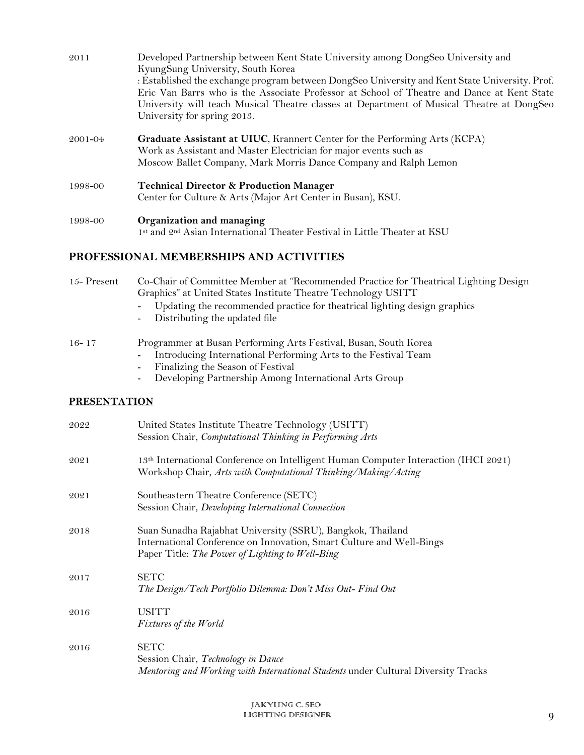2011 Developed Partnership between Kent State University among DongSeo University and KyungSung University, South Korea
: Established the exchange program between DongSeo University and Kent State University. Prof. Eric Van Barrs who is the Associate Professor at School of Theatre and Dance at Kent State University will teach Musical Theatre classes at Department of Musical Theatre at DongSeo University for spring 2013.

2001-04 **Graduate Assistant at UIUC**, Krannert Center for the Performing Arts (KCPA)
Work as Assistant and Master Electrician for major events such as
Moscow Ballet Company, Mark Morris Dance Company and Ralph Lemon

1998-00 **Technical Director & Production Manager**
Center for Culture & Arts (Major Art Center in Busan), KSU.

1998-00 **Organization and managing**
1st and 2nd Asian International Theater Festival in Little Theater at KSU

## PROFESSIONAL MEMBERSHIPS AND ACTIVITIES

15- Present Co-Chair of Committee Member at "Recommended Practice for Theatrical Lighting Design Graphics" at United States Institute Theatre Technology USITT
- Updating the recommended practice for theatrical lighting design graphics
- Distributing the updated file

16- 17 Programmer at Busan Performing Arts Festival, Busan, South Korea
- Introducing International Performing Arts to the Festival Team
- Finalizing the Season of Festival
- Developing Partnership Among International Arts Group

## PRESENTATION

2022 United States Institute Theatre Technology (USITT)
Session Chair, *Computational Thinking in Performing Arts*

2021 13th International Conference on Intelligent Human Computer Interaction (IHCI 2021)
Workshop Chair, *Arts with Computational Thinking/Making/Acting*

2021 Southeastern Theatre Conference (SETC)
Session Chair, *Developing International Connection*

2018 Suan Sunadha Rajabhat University (SSRU), Bangkok, Thailand
International Conference on Innovation, Smart Culture and Well-Bings
Paper Title: *The Power of Lighting to Well-Bing*

2017 SETC
*The Design/Tech Portfolio Dilemma: Don't Miss Out- Find Out*

2016 USITT
*Fixtures of the World*

2016 SETC
Session Chair, *Technology in Dance*
*Mentoring and Working with International Students* under Cultural Diversity Tracks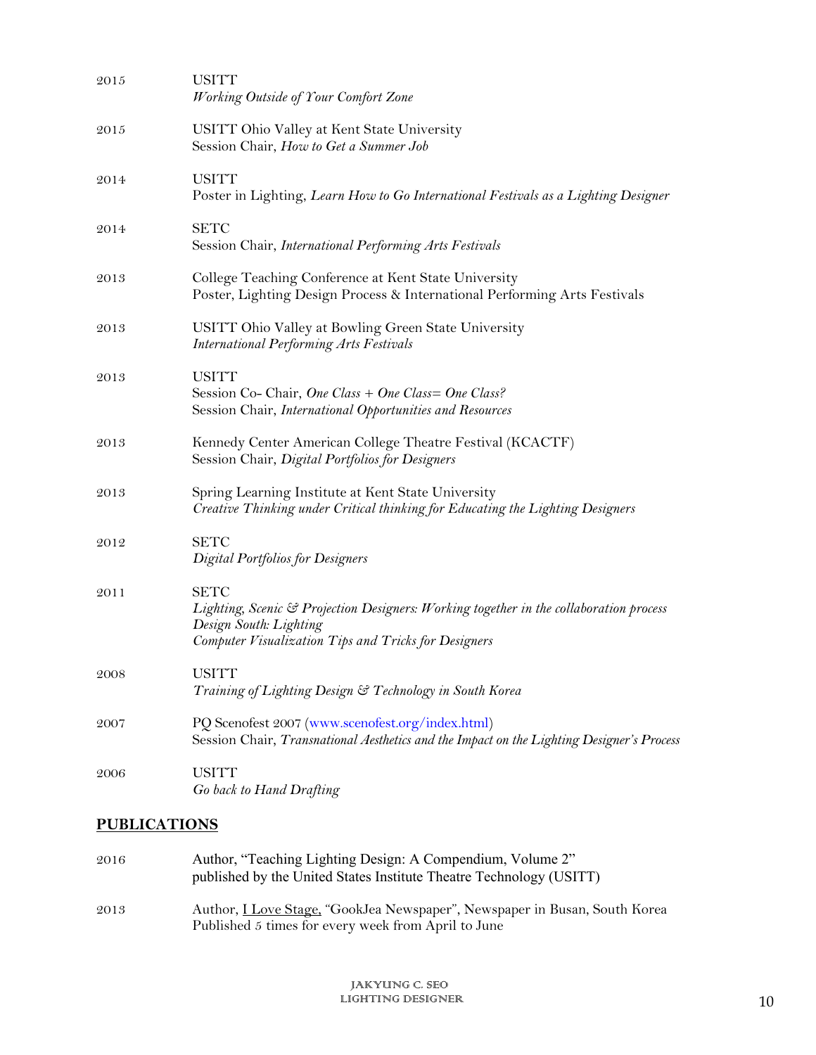2015 USITT
*Working Outside of Your Comfort Zone*

2015 USITT Ohio Valley at Kent State University
Session Chair, *How to Get a Summer Job*

2014 USITT
Poster in Lighting, *Learn How to Go International Festivals as a Lighting Designer*

2014 SETC
Session Chair, *International Performing Arts Festivals*

2013 College Teaching Conference at Kent State University
Poster, Lighting Design Process & International Performing Arts Festivals

2013 USITT Ohio Valley at Bowling Green State University
*International Performing Arts Festivals*

2013 USITT
Session Co- Chair, *One Class + One Class= One Class?*
Session Chair, *International Opportunities and Resources*

2013 Kennedy Center American College Theatre Festival (KCACTF)
Session Chair, *Digital Portfolios for Designers*

2013 Spring Learning Institute at Kent State University
*Creative Thinking under Critical thinking for Educating the Lighting Designers*

2012 SETC
*Digital Portfolios for Designers*

2011 SETC
*Lighting, Scenic & Projection Designers: Working together in the collaboration process*
*Design South: Lighting*
*Computer Visualization Tips and Tricks for Designers*

2008 USITT
*Training of Lighting Design & Technology in South Korea*

2007 PQ Scenofest 2007 (www.scenofest.org/index.html)
Session Chair, *Transnational Aesthetics and the Impact on the Lighting Designer's Process*

2006 USITT
*Go back to Hand Drafting*

## PUBLICATIONS

2016 Author, "Teaching Lighting Design: A Compendium, Volume 2"
published by the United States Institute Theatre Technology (USITT)

2013 Author, I Love Stage, "GookJea Newspaper", Newspaper in Busan, South Korea
Published 5 times for every week from April to June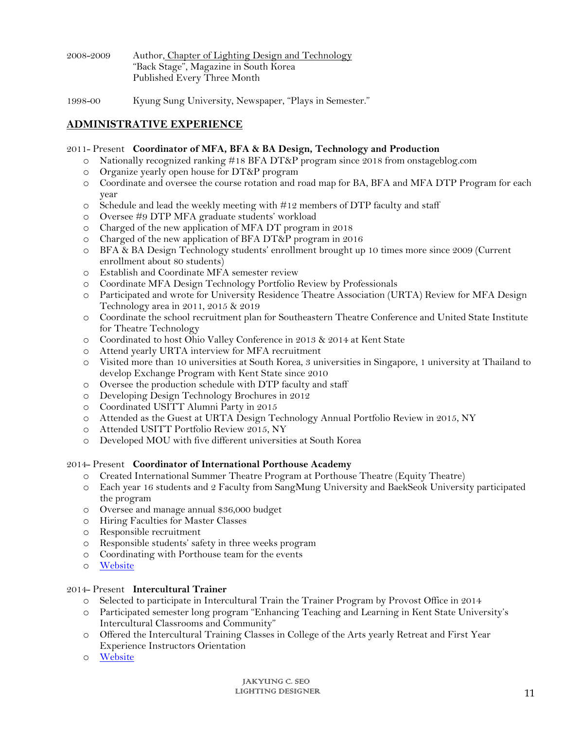2008-2009 Author, Chapter of Lighting Design and Technology
"Back Stage", Magazine in South Korea
Published Every Three Month

1998-00 Kyung Sung University, Newspaper, "Plays in Semester."

## ADMINISTRATIVE EXPERIENCE

2011- Present **Coordinator of MFA, BFA & BA Design, Technology and Production**

- Nationally recognized ranking #18 BFA DT&P program since 2018 from onstageblog.com
- Organize yearly open house for DT&P program
- Coordinate and oversee the course rotation and road map for BA, BFA and MFA DTP Program for each year
- Schedule and lead the weekly meeting with #12 members of DTP faculty and staff
- Oversee #9 DTP MFA graduate students' workload
- Charged of the new application of MFA DT program in 2018
- Charged of the new application of BFA DT&P program in 2016
- BFA & BA Design Technology students' enrollment brought up 10 times more since 2009 (Current enrollment about 80 students)
- Establish and Coordinate MFA semester review
- Coordinate MFA Design Technology Portfolio Review by Professionals
- Participated and wrote for University Residence Theatre Association (URTA) Review for MFA Design Technology area in 2011, 2015 & 2019
- Coordinate the school recruitment plan for Southeastern Theatre Conference and United State Institute for Theatre Technology
- Coordinated to host Ohio Valley Conference in 2013 & 2014 at Kent State
- Attend yearly URTA interview for MFA recruitment
- Visited more than 10 universities at South Korea, 3 universities in Singapore, 1 university at Thailand to develop Exchange Program with Kent State since 2010
- Oversee the production schedule with DTP faculty and staff
- Developing Design Technology Brochures in 2012
- Coordinated USITT Alumni Party in 2015
- Attended as the Guest at URTA Design Technology Annual Portfolio Review in 2015, NY
- Attended USITT Portfolio Review 2015, NY
- Developed MOU with five different universities at South Korea

2014- Present **Coordinator of International Porthouse Academy**

- Created International Summer Theatre Program at Porthouse Theatre (Equity Theatre)
- Each year 16 students and 2 Faculty from SangMung University and BaekSeok University participated the program
- Oversee and manage annual $36,000 budget
- Hiring Faculties for Master Classes
- Responsible recruitment
- Responsible students' safety in three weeks program
- Coordinating with Porthouse team for the events
- Website

2014- Present **Intercultural Trainer**

- Selected to participate in Intercultural Train the Trainer Program by Provost Office in 2014
- Participated semester long program "Enhancing Teaching and Learning in Kent State University's Intercultural Classrooms and Community"
- Offered the Intercultural Training Classes in College of the Arts yearly Retreat and First Year Experience Instructors Orientation
- Website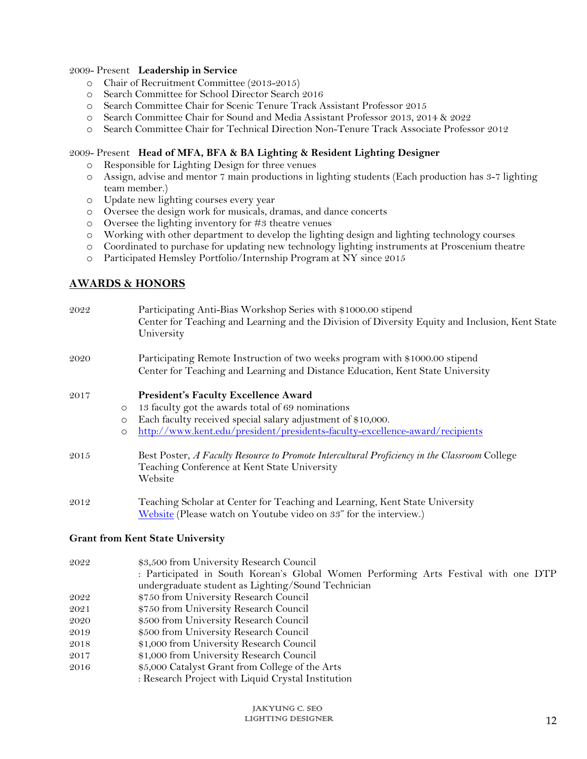2009- Present **Leadership in Service**

- Chair of Recruitment Committee (2013-2015)
- Search Committee for School Director Search 2016
- Search Committee Chair for Scenic Tenure Track Assistant Professor 2015
- Search Committee Chair for Sound and Media Assistant Professor 2013, 2014 & 2022
- Search Committee Chair for Technical Direction Non-Tenure Track Associate Professor 2012

2009- Present **Head of MFA, BFA & BA Lighting & Resident Lighting Designer**

- Responsible for Lighting Design for three venues
- Assign, advise and mentor 7 main productions in lighting students (Each production has 3-7 lighting team member.)
- Update new lighting courses every year
- Oversee the design work for musicals, dramas, and dance concerts
- Oversee the lighting inventory for #3 theatre venues
- Working with other department to develop the lighting design and lighting technology courses
- Coordinated to purchase for updating new technology lighting instruments at Proscenium theatre
- Participated Hemsley Portfolio/Internship Program at NY since 2015

## AWARDS & HONORS

2022 Participating Anti-Bias Workshop Series with $1000.00 stipend
Center for Teaching and Learning and the Division of Diversity Equity and Inclusion, Kent State University

2020 Participating Remote Instruction of two weeks program with $1000.00 stipend
Center for Teaching and Learning and Distance Education, Kent State University

2017 **President's Faculty Excellence Award**

- 13 faculty got the awards total of 69 nominations
- Each faculty received special salary adjustment of $10,000.
- http://www.kent.edu/president/presidents-faculty-excellence-award/recipients

2015 Best Poster, *A Faculty Resource to Promote Intercultural Proficiency in the Classroom* College Teaching Conference at Kent State University
Website

2012 Teaching Scholar at Center for Teaching and Learning, Kent State University
Website (Please watch on Youtube video on 33" for the interview.)

**Grant from Kent State University**

2022 $3,500 from University Research Council
: Participated in South Korean's Global Women Performing Arts Festival with one DTP undergraduate student as Lighting/Sound Technician
2022 $750 from University Research Council
2021 $750 from University Research Council
2020 $500 from University Research Council
2019 $500 from University Research Council
2018 $1,000 from University Research Council
2017 $1,000 from University Research Council
2016 $5,000 Catalyst Grant from College of the Arts
: Research Project with Liquid Crystal Institution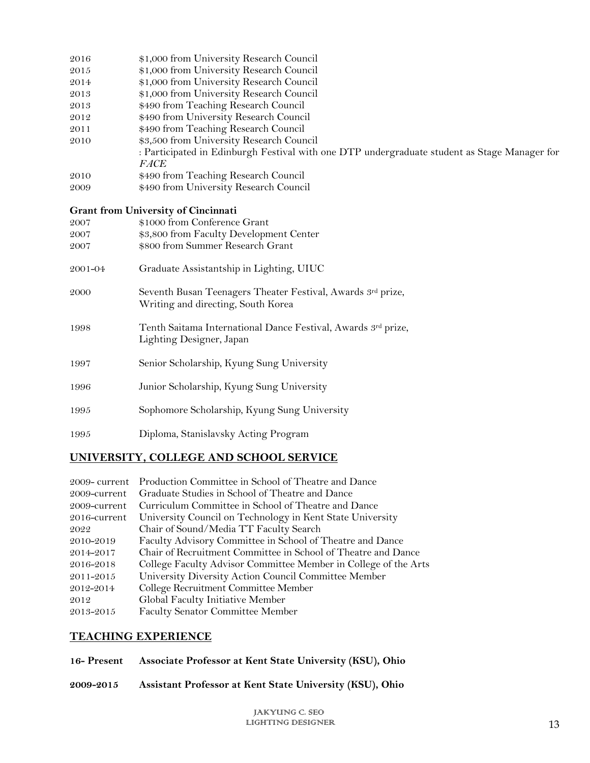| | |
|---|---|
| 2016 | $1,000 from University Research Council |
| 2015 | $1,000 from University Research Council |
| 2014 | $1,000 from University Research Council |
| 2013 | $1,000 from University Research Council |
| 2013 | $490 from Teaching Research Council |
| 2012 | $490 from University Research Council |
| 2011 | $490 from Teaching Research Council |
| 2010 | $3,500 from University Research Council<br>: Participated in Edinburgh Festival with one DTP undergraduate student as Stage Manager for *FACE* |
| 2010 | $490 from Teaching Research Council |
| 2009 | $490 from University Research Council |

**Grant from University of Cincinnati**

| | |
|---|---|
| 2007 | $1000 from Conference Grant |
| 2007 | $3,800 from Faculty Development Center |
| 2007 | $800 from Summer Research Grant |
| 2001-04 | Graduate Assistantship in Lighting, UIUC |
| 2000 | Seventh Busan Teenagers Theater Festival, Awards 3rd prize, Writing and directing, South Korea |
| 1998 | Tenth Saitama International Dance Festival, Awards 3rd prize, Lighting Designer, Japan |
| 1997 | Senior Scholarship, Kyung Sung University |
| 1996 | Junior Scholarship, Kyung Sung University |
| 1995 | Sophomore Scholarship, Kyung Sung University |
| 1995 | Diploma, Stanislavsky Acting Program |

## UNIVERSITY, COLLEGE AND SCHOOL SERVICE

| | |
|---|---|
| 2009- current | Production Committee in School of Theatre and Dance |
| 2009-current | Graduate Studies in School of Theatre and Dance |
| 2009-current | Curriculum Committee in School of Theatre and Dance |
| 2016-current | University Council on Technology in Kent State University |
| 2022 | Chair of Sound/Media TT Faculty Search |
| 2010-2019 | Faculty Advisory Committee in School of Theatre and Dance |
| 2014-2017 | Chair of Recruitment Committee in School of Theatre and Dance |
| 2016-2018 | College Faculty Advisor Committee Member in College of the Arts |
| 2011-2015 | University Diversity Action Council Committee Member |
| 2012-2014 | College Recruitment Committee Member |
| 2012 | Global Faculty Initiative Member |
| 2013-2015 | Faculty Senator Committee Member |

## TEACHING EXPERIENCE

**16- Present Associate Professor at Kent State University (KSU), Ohio**

**2009-2015 Assistant Professor at Kent State University (KSU), Ohio**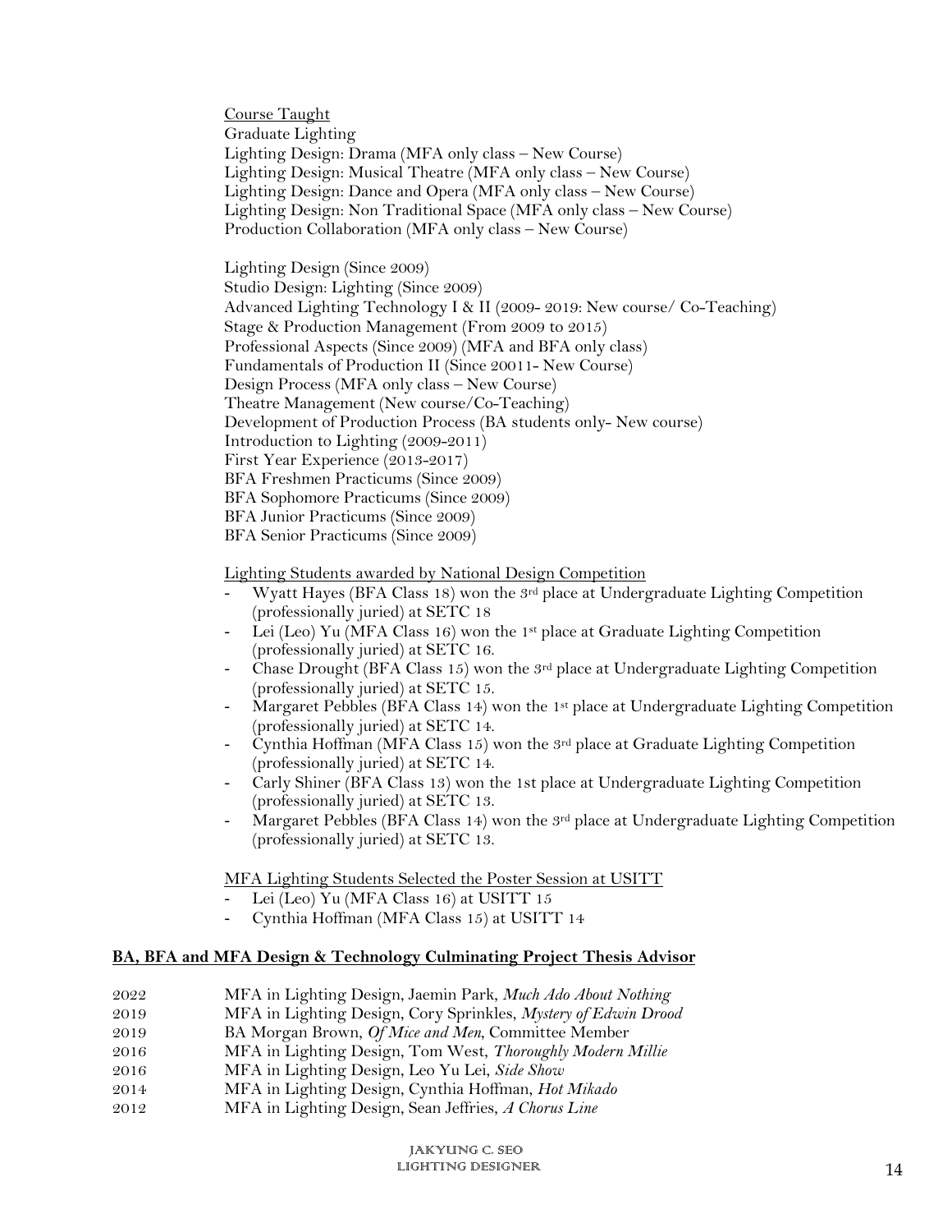<u>Course Taught</u>

Graduate Lighting
Lighting Design: Drama (MFA only class – New Course)
Lighting Design: Musical Theatre (MFA only class – New Course)
Lighting Design: Dance and Opera (MFA only class – New Course)
Lighting Design: Non Traditional Space (MFA only class – New Course)
Production Collaboration (MFA only class – New Course)

Lighting Design (Since 2009)
Studio Design: Lighting (Since 2009)
Advanced Lighting Technology I & II (2009- 2019: New course/ Co-Teaching)
Stage & Production Management (From 2009 to 2015)
Professional Aspects (Since 2009) (MFA and BFA only class)
Fundamentals of Production II (Since 20011- New Course)
Design Process (MFA only class – New Course)
Theatre Management (New course/Co-Teaching)
Development of Production Process (BA students only- New course)
Introduction to Lighting (2009-2011)
First Year Experience (2013-2017)
BFA Freshmen Practicums (Since 2009)
BFA Sophomore Practicums (Since 2009)
BFA Junior Practicums (Since 2009)
BFA Senior Practicums (Since 2009)

<u>Lighting Students awarded by National Design Competition</u>

- Wyatt Hayes (BFA Class 18) won the 3rd place at Undergraduate Lighting Competition (professionally juried) at SETC 18
- Lei (Leo) Yu (MFA Class 16) won the 1st place at Graduate Lighting Competition (professionally juried) at SETC 16.
- Chase Drought (BFA Class 15) won the 3rd place at Undergraduate Lighting Competition (professionally juried) at SETC 15.
- Margaret Pebbles (BFA Class 14) won the 1st place at Undergraduate Lighting Competition (professionally juried) at SETC 14.
- Cynthia Hoffman (MFA Class 15) won the 3rd place at Graduate Lighting Competition (professionally juried) at SETC 14.
- Carly Shiner (BFA Class 13) won the 1st place at Undergraduate Lighting Competition (professionally juried) at SETC 13.
- Margaret Pebbles (BFA Class 14) won the 3rd place at Undergraduate Lighting Competition (professionally juried) at SETC 13.

<u>MFA Lighting Students Selected the Poster Session at USITT</u>

- Lei (Leo) Yu (MFA Class 16) at USITT 15
- Cynthia Hoffman (MFA Class 15) at USITT 14

## **BA, BFA and MFA Design & Technology Culminating Project Thesis Advisor**

2022 MFA in Lighting Design, Jaemin Park, *Much Ado About Nothing*
2019 MFA in Lighting Design, Cory Sprinkles, *Mystery of Edwin Drood*
2019 BA Morgan Brown, *Of Mice and Men*, Committee Member
2016 MFA in Lighting Design, Tom West, *Thoroughly Modern Millie*
2016 MFA in Lighting Design, Leo Yu Lei, *Side Show*
2014 MFA in Lighting Design, Cynthia Hoffman, *Hot Mikado*
2012 MFA in Lighting Design, Sean Jeffries, *A Chorus Line*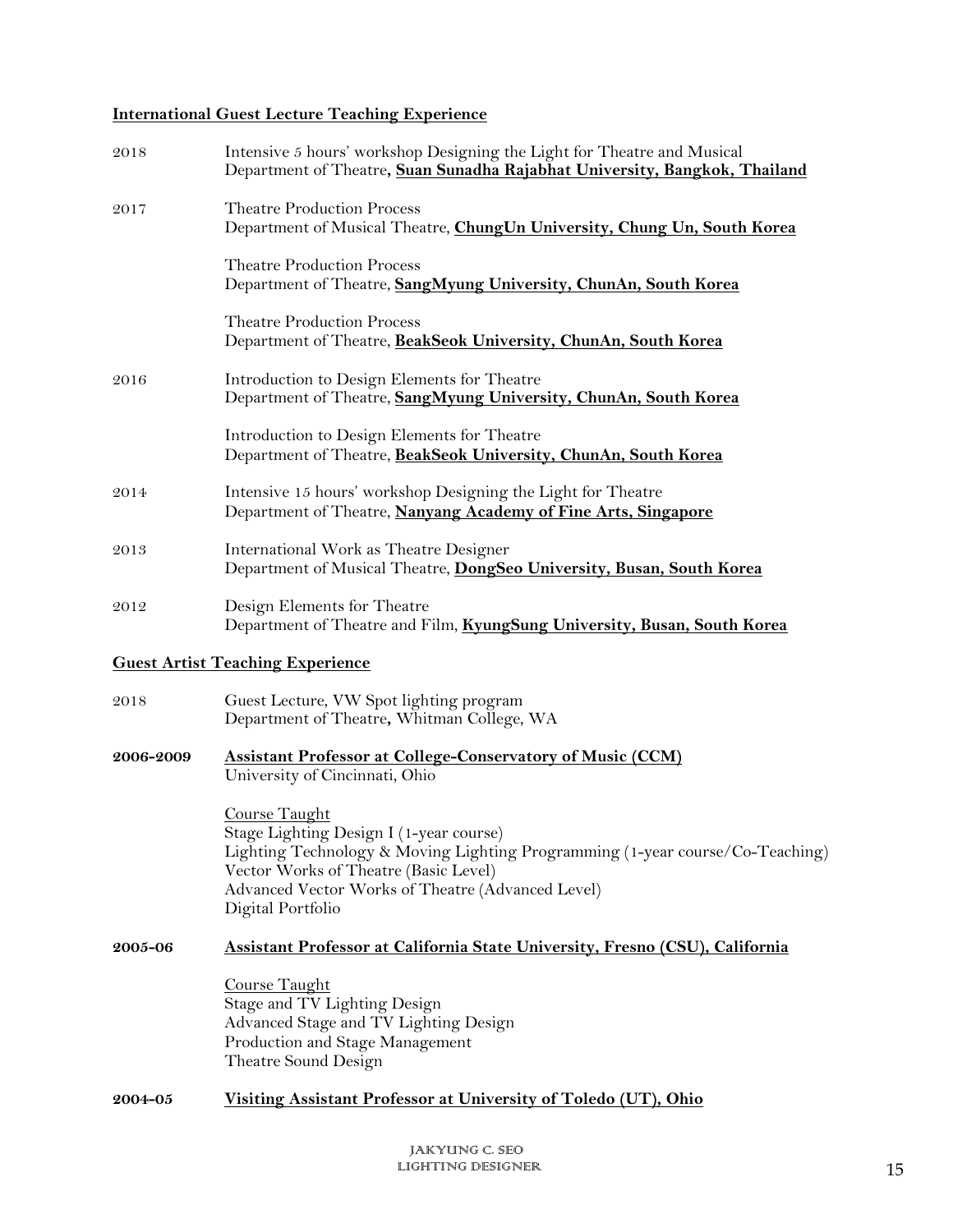**International Guest Lecture Teaching Experience**

2018 Intensive 5 hours' workshop Designing the Light for Theatre and Musical
Department of Theatre**, Suan Sunadha Rajabhat University, Bangkok, Thailand**

2017 Theatre Production Process
Department of Musical Theatre, **ChungUn University, Chung Un, South Korea**

Theatre Production Process
Department of Theatre, **SangMyung University, ChunAn, South Korea**

Theatre Production Process
Department of Theatre, **BeakSeok University, ChunAn, South Korea**

2016 Introduction to Design Elements for Theatre
Department of Theatre, **SangMyung University, ChunAn, South Korea**

Introduction to Design Elements for Theatre
Department of Theatre, **BeakSeok University, ChunAn, South Korea**

2014 Intensive 15 hours' workshop Designing the Light for Theatre
Department of Theatre, **Nanyang Academy of Fine Arts, Singapore**

2013 International Work as Theatre Designer
Department of Musical Theatre, **DongSeo University, Busan, South Korea**

2012 Design Elements for Theatre
Department of Theatre and Film, **KyungSung University, Busan, South Korea**

**Guest Artist Teaching Experience**

2018 Guest Lecture, VW Spot lighting program
Department of Theatre**,** Whitman College, WA

**2006-2009 Assistant Professor at College-Conservatory of Music (CCM)**
University of Cincinnati, Ohio

Course Taught
Stage Lighting Design I (1-year course)
Lighting Technology & Moving Lighting Programming (1-year course/Co-Teaching)
Vector Works of Theatre (Basic Level)
Advanced Vector Works of Theatre (Advanced Level)
Digital Portfolio

**2005-06 Assistant Professor at California State University, Fresno (CSU), California**

Course Taught
Stage and TV Lighting Design
Advanced Stage and TV Lighting Design
Production and Stage Management
Theatre Sound Design

**2004-05 Visiting Assistant Professor at University of Toledo (UT), Ohio**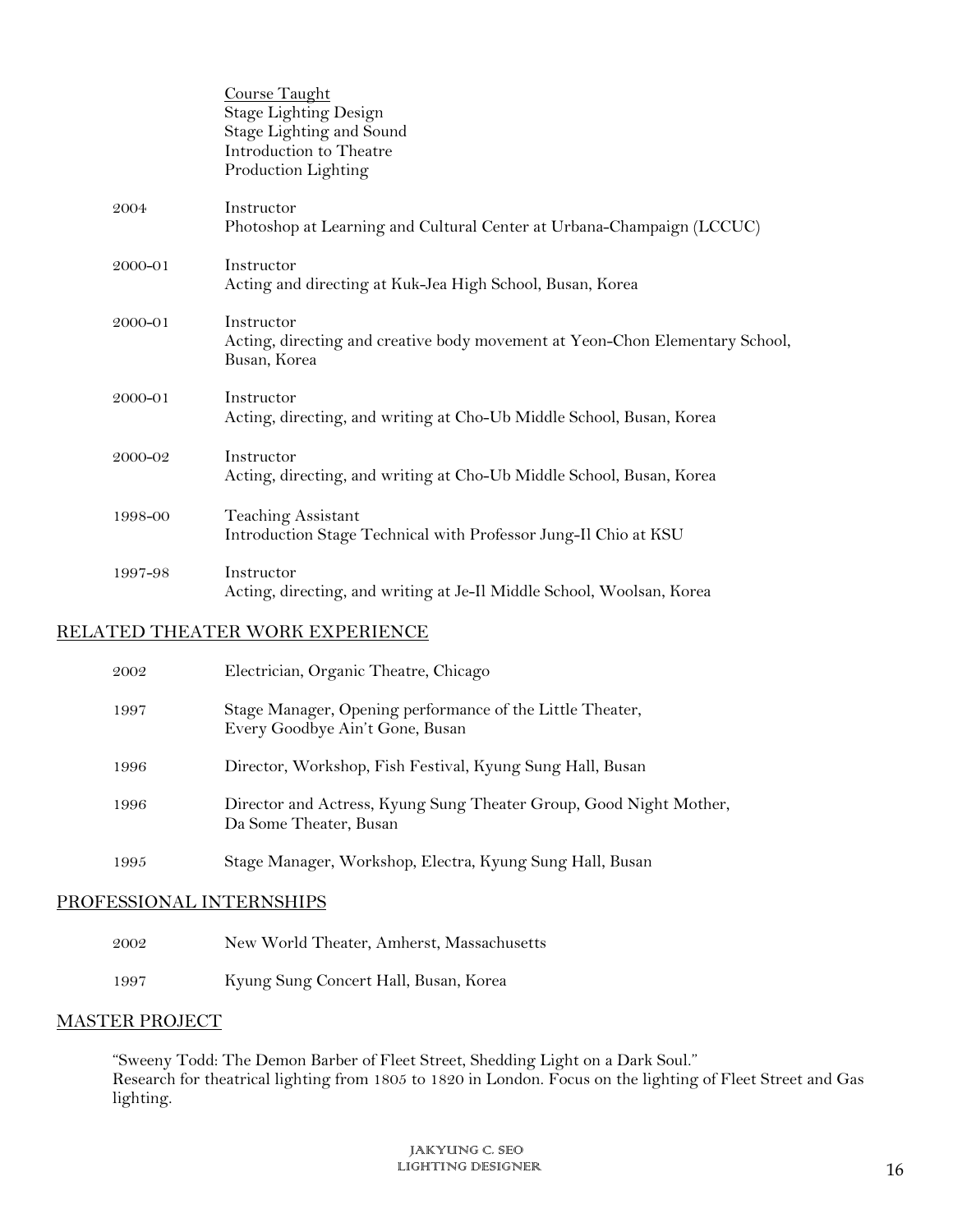<u>Course Taught</u>
Stage Lighting Design
Stage Lighting and Sound
Introduction to Theatre
Production Lighting

| | | |
|---|---|---|
| 2004 | Instructor<br>Photoshop at Learning and Cultural Center at Urbana-Champaign (LCCUC) |
| 2000-01 | Instructor<br>Acting and directing at Kuk-Jea High School, Busan, Korea |
| 2000-01 | Instructor<br>Acting, directing and creative body movement at Yeon-Chon Elementary School, Busan, Korea |
| 2000-01 | Instructor<br>Acting, directing, and writing at Cho-Ub Middle School, Busan, Korea |
| 2000-02 | Instructor<br>Acting, directing, and writing at Cho-Ub Middle School, Busan, Korea |
| 1998-00 | Teaching Assistant<br>Introduction Stage Technical with Professor Jung-Il Chio at KSU |
| 1997-98 | Instructor<br>Acting, directing, and writing at Je-Il Middle School, Woolsan, Korea |

## RELATED THEATER WORK EXPERIENCE

| | |
|---|---|
| 2002 | Electrician, Organic Theatre, Chicago |
| 1997 | Stage Manager, Opening performance of the Little Theater, Every Goodbye Ain't Gone, Busan |
| 1996 | Director, Workshop, Fish Festival, Kyung Sung Hall, Busan |
| 1996 | Director and Actress, Kyung Sung Theater Group, Good Night Mother, Da Some Theater, Busan |
| 1995 | Stage Manager, Workshop, Electra, Kyung Sung Hall, Busan |

## PROFESSIONAL INTERNSHIPS

| | |
|---|---|
| 2002 | New World Theater, Amherst, Massachusetts |
| 1997 | Kyung Sung Concert Hall, Busan, Korea |

## MASTER PROJECT

"Sweeny Todd: The Demon Barber of Fleet Street, Shedding Light on a Dark Soul."
Research for theatrical lighting from 1805 to 1820 in London. Focus on the lighting of Fleet Street and Gas lighting.